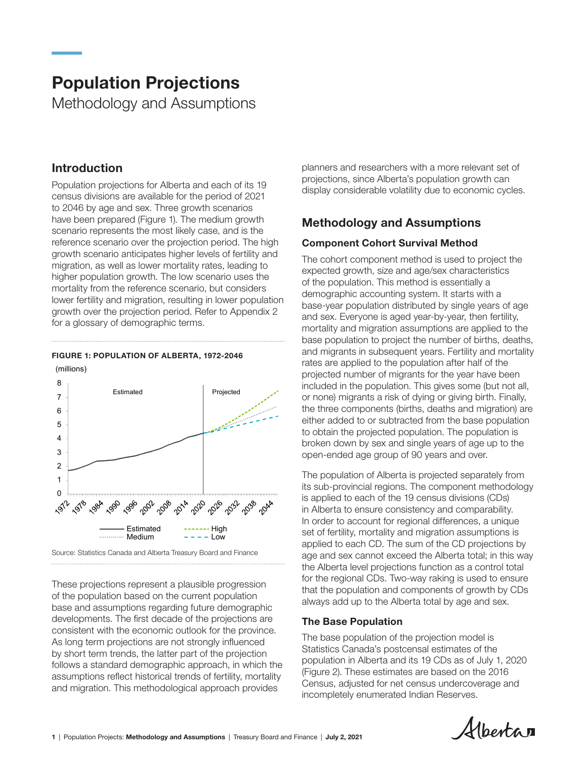# Population Projections

Methodology and Assumptions

## Introduction

Population projections for Alberta and each of its 19 census divisions are available for the period of 2021 to 2046 by age and sex. Three growth scenarios have been prepared (Figure 1). The medium growth scenario represents the most likely case, and is the reference scenario over the projection period. The high growth scenario anticipates higher levels of fertility and migration, as well as lower mortality rates, leading to higher population growth. The low scenario uses the mortality from the reference scenario, but considers lower fertility and migration, resulting in lower population growth over the projection period. Refer to Appendix 2 for a glossary of demographic terms.

**FIGURE 1: POPULATION OF ALBERTA, 1972-2046**

Source: Statistics Canada and Alberta Treasury Board and Finance

These projections represent a plausible progression of the population based on the current population base and assumptions regarding future demographic developments. The first decade of the projections are consistent with the economic outlook for the province. As long term projections are not strongly influenced by short term trends, the latter part of the projection follows a standard demographic approach, in which the assumptions reflect historical trends of fertility, mortality and migration. This methodological approach provides planners and researchers with a more relevant set of projections, since Alberta's population growth can display considerable volatility due to economic cycles.

## Methodology and Assumptions

### Component Cohort Survival Method

The cohort component method is used to project the expected growth, size and age/sex characteristics of the population. This method is essentially a demographic accounting system. It starts with a base-year population distributed by single years of age and sex. Everyone is aged year-by-year, then fertility, mortality and migration assumptions are applied to the base population to project the number of births, deaths, and migrants in subsequent years. Fertility and mortality rates are applied to the population after half of the projected number of migrants for the year have been included in the population. This gives some (but not all, or none) migrants a risk of dying or giving birth. Finally, the three components (births, deaths and migration) are either added to or subtracted from the base population to obtain the projected population. The population is broken down by sex and single years of age up to the open-ended age group of 90 years and over.

The population of Alberta is projected separately from its sub-provincial regions. The component methodology is applied to each of the 19 census divisions (CDs) in Alberta to ensure consistency and comparability. In order to account for regional differences, a unique set of fertility, mortality and migration assumptions is applied to each CD. The sum of the CD projections by age and sex cannot exceed the Alberta total; in this way the Alberta level projections function as a control total for the regional CDs. Two-way raking is used to ensure that the population and components of growth by CDs always add up to the Alberta total by age and sex.

### The Base Population

The base population of the projection model is Statistics Canada's postcensal estimates of the population in Alberta and its 19 CDs as of July 1, 2020 (Figure 2). These estimates are based on the 2016 Census, adjusted for net census undercoverage and incompletely enumerated Indian Reserves.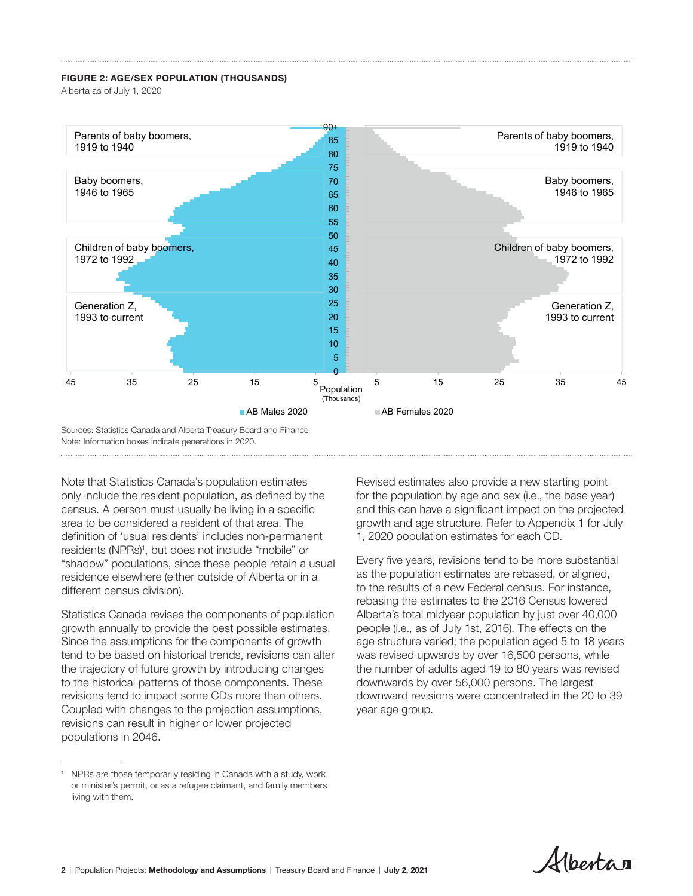**FIGURE 2: AGE/SEX POPULATION (THOUSANDS)**

Alberta as of July 1, 2020

Parents of baby boomers, 1919 to 1940

Baby boomers, 1946 to 1965

Children of baby boomers, 1972 to 1992

Generation Z, 1993 to current

Population (Thousands)

AB Males 2020 | AB Females 2020

Sources: Statistics Canada and Alberta Treasury Board and Finance
Note: Information boxes indicate generations in 2020.

Note that Statistics Canada's population estimates only include the resident population, as defined by the census. A person must usually be living in a specific area to be considered a resident of that area. The definition of 'usual residents' includes non-permanent residents (NPRs)[1], but does not include "mobile" or "shadow" populations, since these people retain a usual residence elsewhere (either outside of Alberta or in a different census division).

Statistics Canada revises the components of population growth annually to provide the best possible estimates. Since the assumptions for the components of growth tend to be based on historical trends, revisions can alter the trajectory of future growth by introducing changes to the historical patterns of those components. These revisions tend to impact some CDs more than others. Coupled with changes to the projection assumptions, revisions can result in higher or lower projected populations in 2046.

Revised estimates also provide a new starting point for the population by age and sex (i.e., the base year) and this can have a significant impact on the projected growth and age structure. Refer to Appendix 1 for July 1, 2020 population estimates for each CD.

Every five years, revisions tend to be more substantial as the population estimates are rebased, or aligned, to the results of a new Federal census. For instance, rebasing the estimates to the 2016 Census lowered Alberta's total midyear population by just over 40,000 people (i.e., as of July 1st, 2016). The effects on the age structure varied; the population aged 5 to 18 years was revised upwards by over 16,500 persons, while the number of adults aged 19 to 80 years was revised downwards by over 56,000 persons. The largest downward revisions were concentrated in the 20 to 39 year age group.

[1] NPRs are those temporarily residing in Canada with a study, work or minister's permit, or as a refugee claimant, and family members living with them.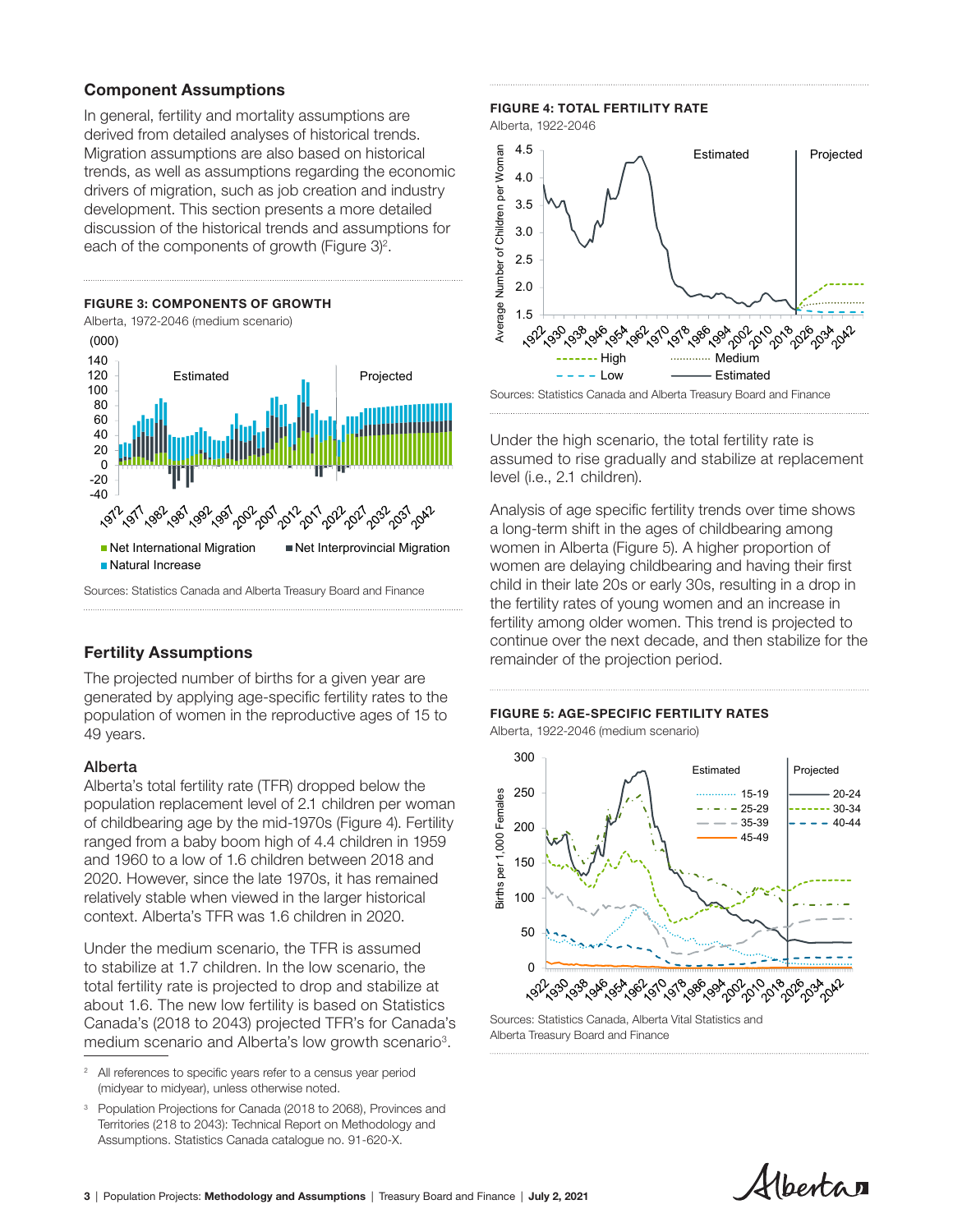## Component Assumptions

In general, fertility and mortality assumptions are derived from detailed analyses of historical trends. Migration assumptions are also based on historical trends, as well as assumptions regarding the economic drivers of migration, such as job creation and industry development. This section presents a more detailed discussion of the historical trends and assumptions for each of the components of growth (Figure 3)[2].

**FIGURE 3: COMPONENTS OF GROWTH**
Alberta, 1972-2046 (medium scenario)

Sources: Statistics Canada and Alberta Treasury Board and Finance

## Fertility Assumptions

The projected number of births for a given year are generated by applying age-specific fertility rates to the population of women in the reproductive ages of 15 to 49 years.

### Alberta

Alberta's total fertility rate (TFR) dropped below the population replacement level of 2.1 children per woman of childbearing age by the mid-1970s (Figure 4). Fertility ranged from a baby boom high of 4.4 children in 1959 and 1960 to a low of 1.6 children between 2018 and 2020. However, since the late 1970s, it has remained relatively stable when viewed in the larger historical context. Alberta's TFR was 1.6 children in 2020.

Under the medium scenario, the TFR is assumed to stabilize at 1.7 children. In the low scenario, the total fertility rate is projected to drop and stabilize at about 1.6. The new low fertility is based on Statistics Canada's (2018 to 2043) projected TFR's for Canada's medium scenario and Alberta's low growth scenario[3].

**FIGURE 4: TOTAL FERTILITY RATE**
Alberta, 1922-2046

Sources: Statistics Canada and Alberta Treasury Board and Finance

Under the high scenario, the total fertility rate is assumed to rise gradually and stabilize at replacement level (i.e., 2.1 children).

Analysis of age specific fertility trends over time shows a long-term shift in the ages of childbearing among women in Alberta (Figure 5). A higher proportion of women are delaying childbearing and having their first child in their late 20s or early 30s, resulting in a drop in the fertility rates of young women and an increase in fertility among older women. This trend is projected to continue over the next decade, and then stabilize for the remainder of the projection period.

**FIGURE 5: AGE-SPECIFIC FERTILITY RATES**
Alberta, 1922-2046 (medium scenario)

Sources: Statistics Canada, Alberta Vital Statistics and Alberta Treasury Board and Finance

---

[2] All references to specific years refer to a census year period (midyear to midyear), unless otherwise noted.

[3] Population Projections for Canada (2018 to 2068), Provinces and Territories (218 to 2043): Technical Report on Methodology and Assumptions. Statistics Canada catalogue no. 91-620-X.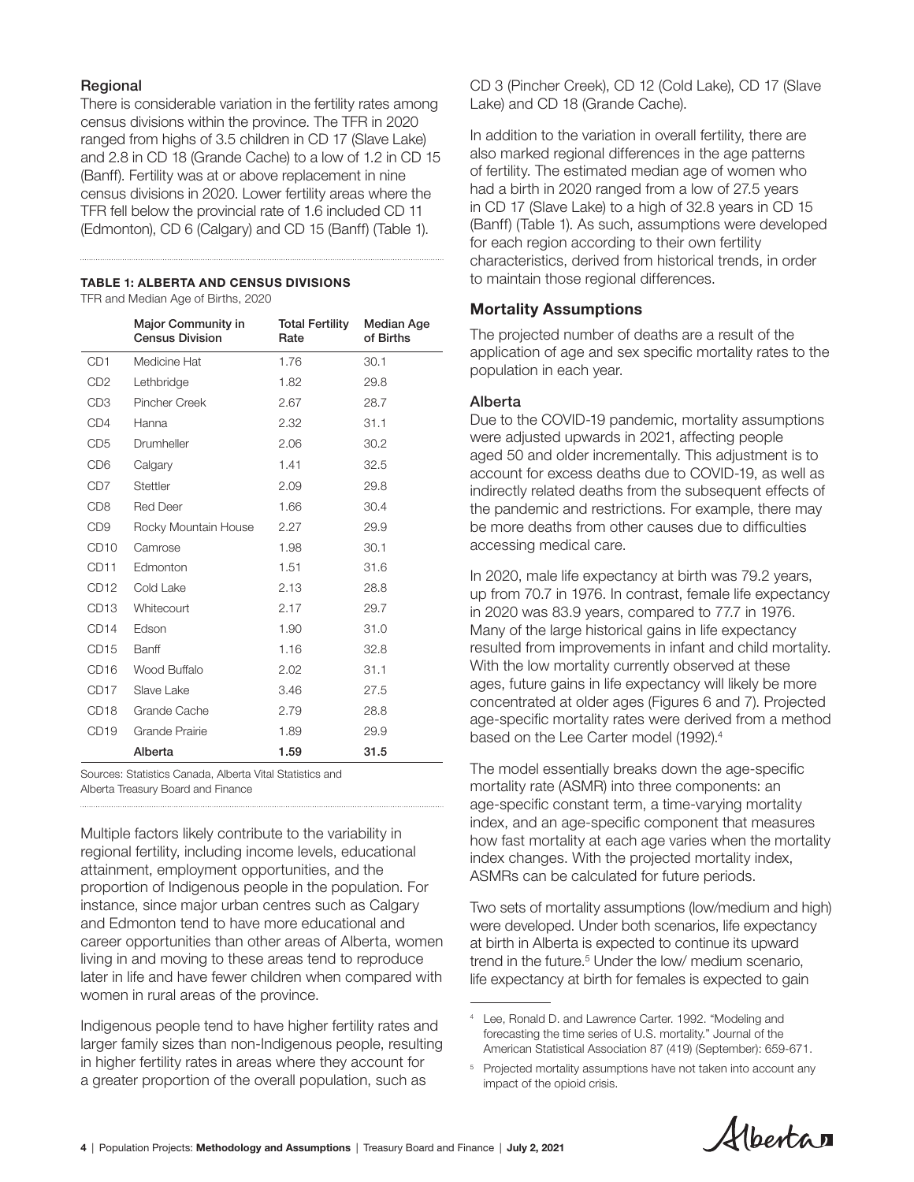### Regional

There is considerable variation in the fertility rates among census divisions within the province. The TFR in 2020 ranged from highs of 3.5 children in CD 17 (Slave Lake) and 2.8 in CD 18 (Grande Cache) to a low of 1.2 in CD 15 (Banff). Fertility was at or above replacement in nine census divisions in 2020. Lower fertility areas where the TFR fell below the provincial rate of 1.6 included CD 11 (Edmonton), CD 6 (Calgary) and CD 15 (Banff) (Table 1).

**TABLE 1: ALBERTA AND CENSUS DIVISIONS**

TFR and Median Age of Births, 2020

| | Major Community in Census Division | Total Fertility Rate | Median Age of Births |
|---|---|---|---|
| CD1 | Medicine Hat | 1.76 | 30.1 |
| CD2 | Lethbridge | 1.82 | 29.8 |
| CD3 | Pincher Creek | 2.67 | 28.7 |
| CD4 | Hanna | 2.32 | 31.1 |
| CD5 | Drumheller | 2.06 | 30.2 |
| CD6 | Calgary | 1.41 | 32.5 |
| CD7 | Stettler | 2.09 | 29.8 |
| CD8 | Red Deer | 1.66 | 30.4 |
| CD9 | Rocky Mountain House | 2.27 | 29.9 |
| CD10 | Camrose | 1.98 | 30.1 |
| CD11 | Edmonton | 1.51 | 31.6 |
| CD12 | Cold Lake | 2.13 | 28.8 |
| CD13 | Whitecourt | 2.17 | 29.7 |
| CD14 | Edson | 1.90 | 31.0 |
| CD15 | Banff | 1.16 | 32.8 |
| CD16 | Wood Buffalo | 2.02 | 31.1 |
| CD17 | Slave Lake | 3.46 | 27.5 |
| CD18 | Grande Cache | 2.79 | 28.8 |
| CD19 | Grande Prairie | 1.89 | 29.9 |
| | **Alberta** | **1.59** | **31.5** |

Sources: Statistics Canada, Alberta Vital Statistics and Alberta Treasury Board and Finance

Multiple factors likely contribute to the variability in regional fertility, including income levels, educational attainment, employment opportunities, and the proportion of Indigenous people in the population. For instance, since major urban centres such as Calgary and Edmonton tend to have more educational and career opportunities than other areas of Alberta, women living in and moving to these areas tend to reproduce later in life and have fewer children when compared with women in rural areas of the province.

Indigenous people tend to have higher fertility rates and larger family sizes than non-Indigenous people, resulting in higher fertility rates in areas where they account for a greater proportion of the overall population, such as CD 3 (Pincher Creek), CD 12 (Cold Lake), CD 17 (Slave Lake) and CD 18 (Grande Cache).

In addition to the variation in overall fertility, there are also marked regional differences in the age patterns of fertility. The estimated median age of women who had a birth in 2020 ranged from a low of 27.5 years in CD 17 (Slave Lake) to a high of 32.8 years in CD 15 (Banff) (Table 1). As such, assumptions were developed for each region according to their own fertility characteristics, derived from historical trends, in order to maintain those regional differences.

## Mortality Assumptions

The projected number of deaths are a result of the application of age and sex specific mortality rates to the population in each year.

### Alberta

Due to the COVID-19 pandemic, mortality assumptions were adjusted upwards in 2021, affecting people aged 50 and older incrementally. This adjustment is to account for excess deaths due to COVID-19, as well as indirectly related deaths from the subsequent effects of the pandemic and restrictions. For example, there may be more deaths from other causes due to difficulties accessing medical care.

In 2020, male life expectancy at birth was 79.2 years, up from 70.7 in 1976. In contrast, female life expectancy in 2020 was 83.9 years, compared to 77.7 in 1976. Many of the large historical gains in life expectancy resulted from improvements in infant and child mortality. With the low mortality currently observed at these ages, future gains in life expectancy will likely be more concentrated at older ages (Figures 6 and 7). Projected age-specific mortality rates were derived from a method based on the Lee Carter model (1992).[4]

The model essentially breaks down the age-specific mortality rate (ASMR) into three components: an age-specific constant term, a time-varying mortality index, and an age-specific component that measures how fast mortality at each age varies when the mortality index changes. With the projected mortality index, ASMRs can be calculated for future periods.

Two sets of mortality assumptions (low/medium and high) were developed. Under both scenarios, life expectancy at birth in Alberta is expected to continue its upward trend in the future.[5] Under the low/ medium scenario, life expectancy at birth for females is expected to gain

[4] Lee, Ronald D. and Lawrence Carter. 1992. "Modeling and forecasting the time series of U.S. mortality." Journal of the American Statistical Association 87 (419) (September): 659-671.

[5] Projected mortality assumptions have not taken into account any impact of the opioid crisis.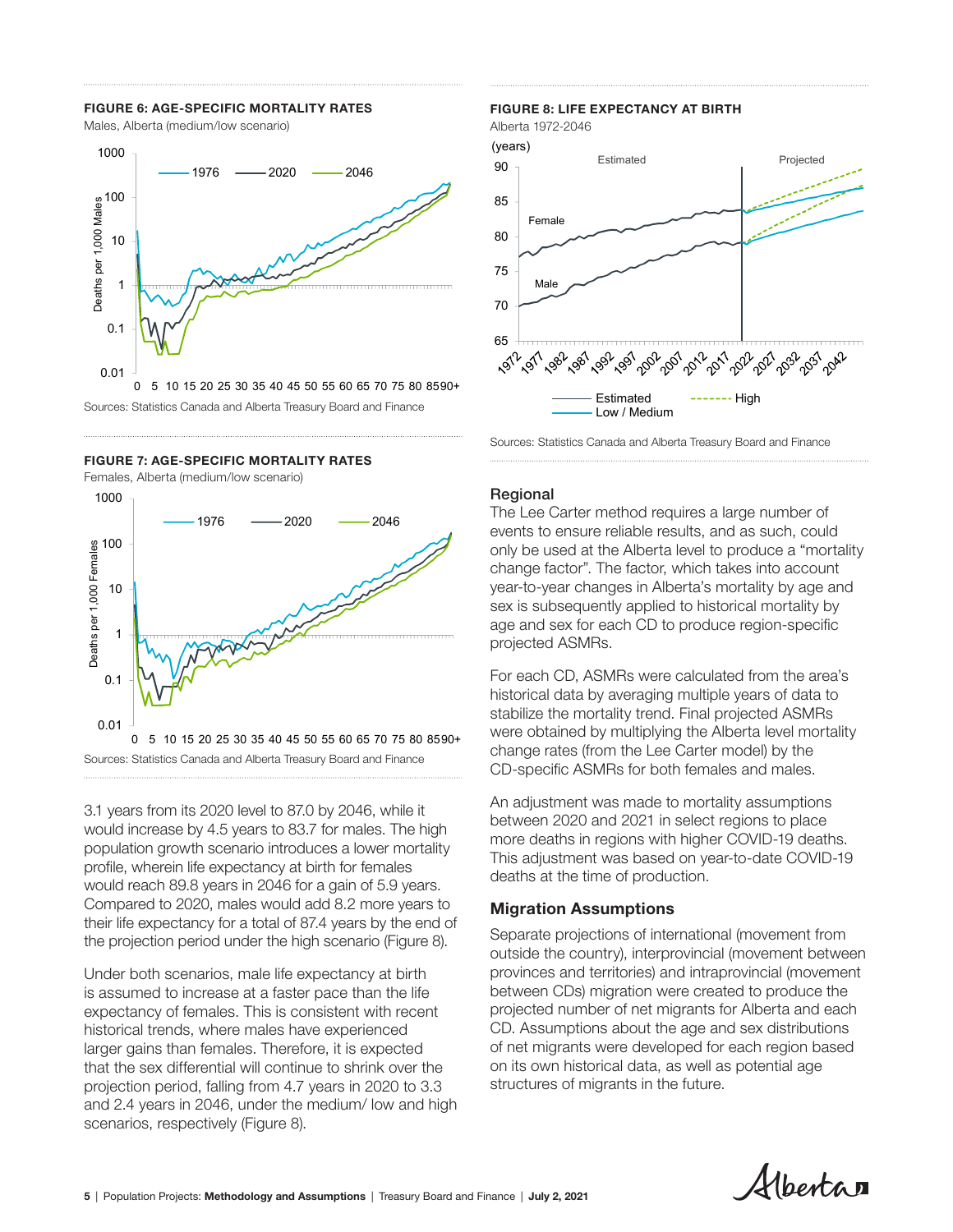**FIGURE 6: AGE-SPECIFIC MORTALITY RATES**

Males, Alberta (medium/low scenario)

Sources: Statistics Canada and Alberta Treasury Board and Finance

**FIGURE 7: AGE-SPECIFIC MORTALITY RATES**

Females, Alberta (medium/low scenario)

Sources: Statistics Canada and Alberta Treasury Board and Finance

3.1 years from its 2020 level to 87.0 by 2046, while it would increase by 4.5 years to 83.7 for males. The high population growth scenario introduces a lower mortality profile, wherein life expectancy at birth for females would reach 89.8 years in 2046 for a gain of 5.9 years. Compared to 2020, males would add 8.2 more years to their life expectancy for a total of 87.4 years by the end of the projection period under the high scenario (Figure 8).

Under both scenarios, male life expectancy at birth is assumed to increase at a faster pace than the life expectancy of females. This is consistent with recent historical trends, where males have experienced larger gains than females. Therefore, it is expected that the sex differential will continue to shrink over the projection period, falling from 4.7 years in 2020 to 3.3 and 2.4 years in 2046, under the medium/ low and high scenarios, respectively (Figure 8).

**FIGURE 8: LIFE EXPECTANCY AT BIRTH**

Alberta 1972-2046

Sources: Statistics Canada and Alberta Treasury Board and Finance

## Regional

The Lee Carter method requires a large number of events to ensure reliable results, and as such, could only be used at the Alberta level to produce a "mortality change factor". The factor, which takes into account year-to-year changes in Alberta's mortality by age and sex is subsequently applied to historical mortality by age and sex for each CD to produce region-specific projected ASMRs.

For each CD, ASMRs were calculated from the area's historical data by averaging multiple years of data to stabilize the mortality trend. Final projected ASMRs were obtained by multiplying the Alberta level mortality change rates (from the Lee Carter model) by the CD-specific ASMRs for both females and males.

An adjustment was made to mortality assumptions between 2020 and 2021 in select regions to place more deaths in regions with higher COVID-19 deaths. This adjustment was based on year-to-date COVID-19 deaths at the time of production.

## Migration Assumptions

Separate projections of international (movement from outside the country), interprovincial (movement between provinces and territories) and intraprovincial (movement between CDs) migration were created to produce the projected number of net migrants for Alberta and each CD. Assumptions about the age and sex distributions of net migrants were developed for each region based on its own historical data, as well as potential age structures of migrants in the future.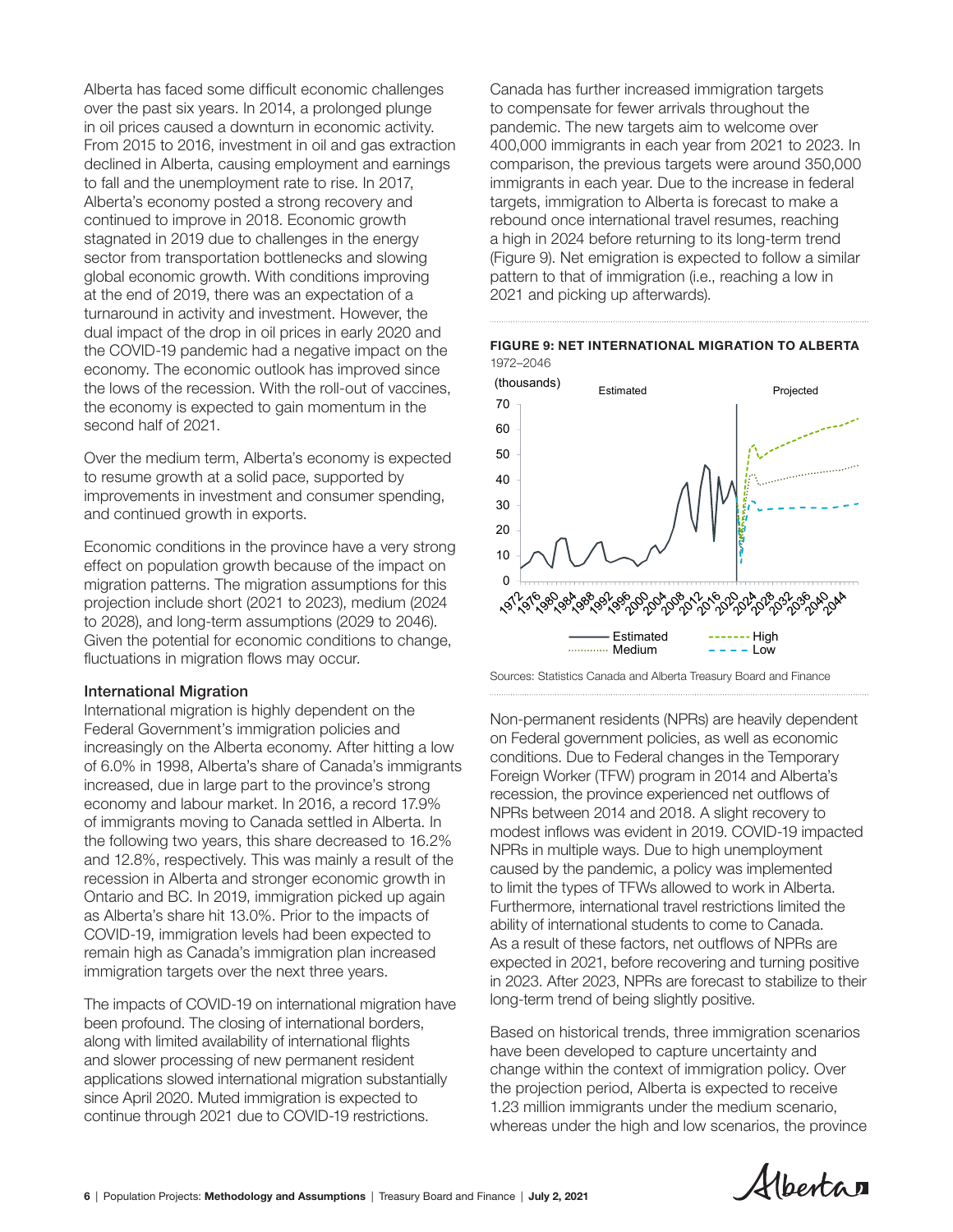Alberta has faced some difficult economic challenges over the past six years. In 2014, a prolonged plunge in oil prices caused a downturn in economic activity. From 2015 to 2016, investment in oil and gas extraction declined in Alberta, causing employment and earnings to fall and the unemployment rate to rise. In 2017, Alberta's economy posted a strong recovery and continued to improve in 2018. Economic growth stagnated in 2019 due to challenges in the energy sector from transportation bottlenecks and slowing global economic growth. With conditions improving at the end of 2019, there was an expectation of a turnaround in activity and investment. However, the dual impact of the drop in oil prices in early 2020 and the COVID-19 pandemic had a negative impact on the economy. The economic outlook has improved since the lows of the recession. With the roll-out of vaccines, the economy is expected to gain momentum in the second half of 2021.

Over the medium term, Alberta's economy is expected to resume growth at a solid pace, supported by improvements in investment and consumer spending, and continued growth in exports.

Economic conditions in the province have a very strong effect on population growth because of the impact on migration patterns. The migration assumptions for this projection include short (2021 to 2023), medium (2024 to 2028), and long-term assumptions (2029 to 2046). Given the potential for economic conditions to change, fluctuations in migration flows may occur.

### International Migration

International migration is highly dependent on the Federal Government's immigration policies and increasingly on the Alberta economy. After hitting a low of 6.0% in 1998, Alberta's share of Canada's immigrants increased, due in large part to the province's strong economy and labour market. In 2016, a record 17.9% of immigrants moving to Canada settled in Alberta. In the following two years, this share decreased to 16.2% and 12.8%, respectively. This was mainly a result of the recession in Alberta and stronger economic growth in Ontario and BC. In 2019, immigration picked up again as Alberta's share hit 13.0%. Prior to the impacts of COVID-19, immigration levels had been expected to remain high as Canada's immigration plan increased immigration targets over the next three years.

The impacts of COVID-19 on international migration have been profound. The closing of international borders, along with limited availability of international flights and slower processing of new permanent resident applications slowed international migration substantially since April 2020. Muted immigration is expected to continue through 2021 due to COVID-19 restrictions.

Canada has further increased immigration targets to compensate for fewer arrivals throughout the pandemic. The new targets aim to welcome over 400,000 immigrants in each year from 2021 to 2023. In comparison, the previous targets were around 350,000 immigrants in each year. Due to the increase in federal targets, immigration to Alberta is forecast to make a rebound once international travel resumes, reaching a high in 2024 before returning to its long-term trend (Figure 9). Net emigration is expected to follow a similar pattern to that of immigration (i.e., reaching a low in 2021 and picking up afterwards).

**FIGURE 9: NET INTERNATIONAL MIGRATION TO ALBERTA**
1972–2046

Sources: Statistics Canada and Alberta Treasury Board and Finance

Non-permanent residents (NPRs) are heavily dependent on Federal government policies, as well as economic conditions. Due to Federal changes in the Temporary Foreign Worker (TFW) program in 2014 and Alberta's recession, the province experienced net outflows of NPRs between 2014 and 2018. A slight recovery to modest inflows was evident in 2019. COVID-19 impacted NPRs in multiple ways. Due to high unemployment caused by the pandemic, a policy was implemented to limit the types of TFWs allowed to work in Alberta. Furthermore, international travel restrictions limited the ability of international students to come to Canada. As a result of these factors, net outflows of NPRs are expected in 2021, before recovering and turning positive in 2023. After 2023, NPRs are forecast to stabilize to their long-term trend of being slightly positive.

Based on historical trends, three immigration scenarios have been developed to capture uncertainty and change within the context of immigration policy. Over the projection period, Alberta is expected to receive 1.23 million immigrants under the medium scenario, whereas under the high and low scenarios, the province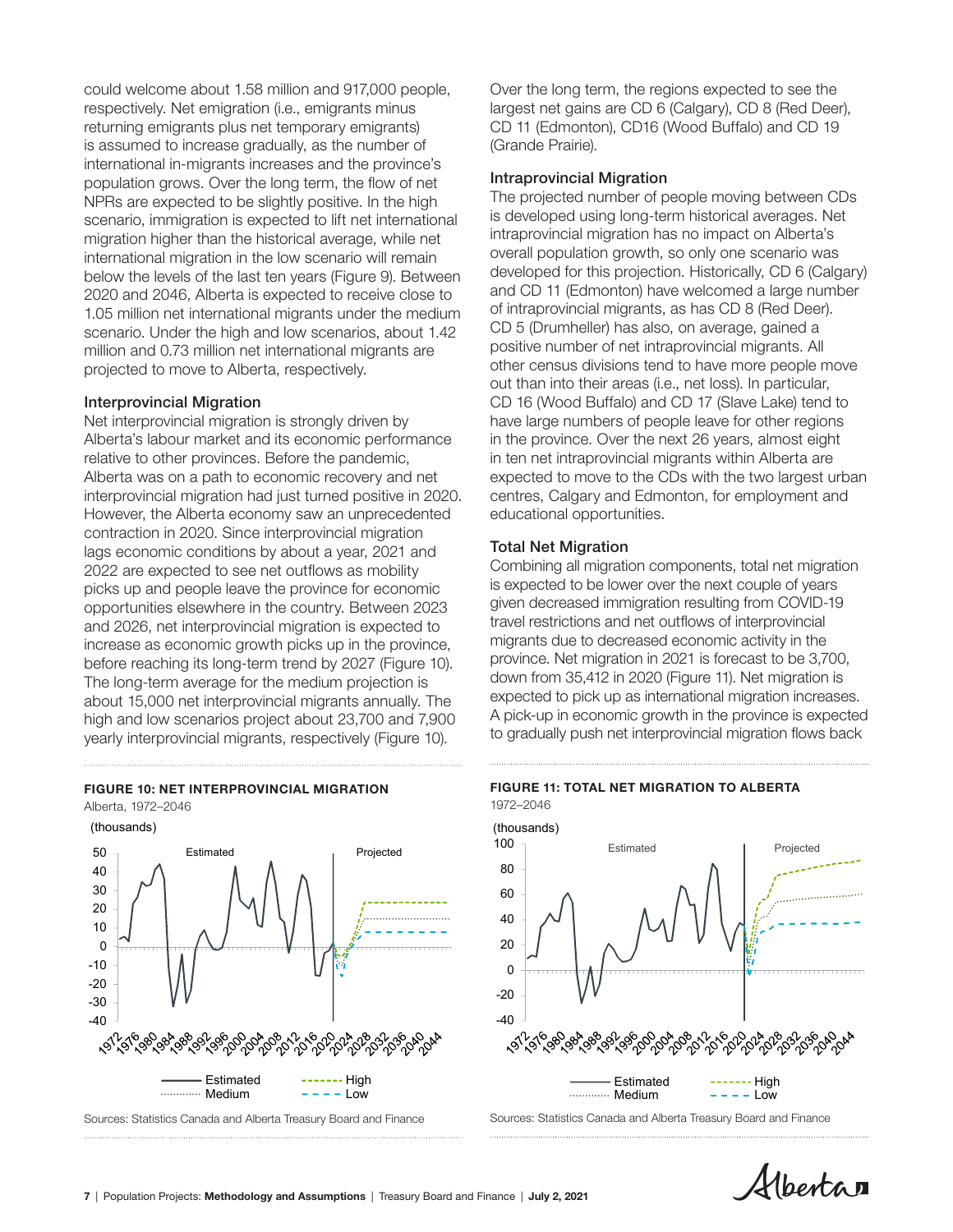could welcome about 1.58 million and 917,000 people, respectively. Net emigration (i.e., emigrants minus returning emigrants plus net temporary emigrants) is assumed to increase gradually, as the number of international in-migrants increases and the province's population grows. Over the long term, the flow of net NPRs are expected to be slightly positive. In the high scenario, immigration is expected to lift net international migration higher than the historical average, while net international migration in the low scenario will remain below the levels of the last ten years (Figure 9). Between 2020 and 2046, Alberta is expected to receive close to 1.05 million net international migrants under the medium scenario. Under the high and low scenarios, about 1.42 million and 0.73 million net international migrants are projected to move to Alberta, respectively.

### Interprovincial Migration

Net interprovincial migration is strongly driven by Alberta's labour market and its economic performance relative to other provinces. Before the pandemic, Alberta was on a path to economic recovery and net interprovincial migration had just turned positive in 2020. However, the Alberta economy saw an unprecedented contraction in 2020. Since interprovincial migration lags economic conditions by about a year, 2021 and 2022 are expected to see net outflows as mobility picks up and people leave the province for economic opportunities elsewhere in the country. Between 2023 and 2026, net interprovincial migration is expected to increase as economic growth picks up in the province, before reaching its long-term trend by 2027 (Figure 10). The long-term average for the medium projection is about 15,000 net interprovincial migrants annually. The high and low scenarios project about 23,700 and 7,900 yearly interprovincial migrants, respectively (Figure 10).

Over the long term, the regions expected to see the largest net gains are CD 6 (Calgary), CD 8 (Red Deer), CD 11 (Edmonton), CD16 (Wood Buffalo) and CD 19 (Grande Prairie).

### Intraprovincial Migration

The projected number of people moving between CDs is developed using long-term historical averages. Net intraprovincial migration has no impact on Alberta's overall population growth, so only one scenario was developed for this projection. Historically, CD 6 (Calgary) and CD 11 (Edmonton) have welcomed a large number of intraprovincial migrants, as has CD 8 (Red Deer). CD 5 (Drumheller) has also, on average, gained a positive number of net intraprovincial migrants. All other census divisions tend to have more people move out than into their areas (i.e., net loss). In particular, CD 16 (Wood Buffalo) and CD 17 (Slave Lake) tend to have large numbers of people leave for other regions in the province. Over the next 26 years, almost eight in ten net intraprovincial migrants within Alberta are expected to move to the CDs with the two largest urban centres, Calgary and Edmonton, for employment and educational opportunities.

### Total Net Migration

Combining all migration components, total net migration is expected to be lower over the next couple of years given decreased immigration resulting from COVID-19 travel restrictions and net outflows of interprovincial migrants due to decreased economic activity in the province. Net migration in 2021 is forecast to be 3,700, down from 35,412 in 2020 (Figure 11). Net migration is expected to pick up as international migration increases. A pick-up in economic growth in the province is expected to gradually push net interprovincial migration flows back

**FIGURE 10: NET INTERPROVINCIAL MIGRATION**
Alberta, 1972–2046

Sources: Statistics Canada and Alberta Treasury Board and Finance

**FIGURE 11: TOTAL NET MIGRATION TO ALBERTA**
1972–2046

Sources: Statistics Canada and Alberta Treasury Board and Finance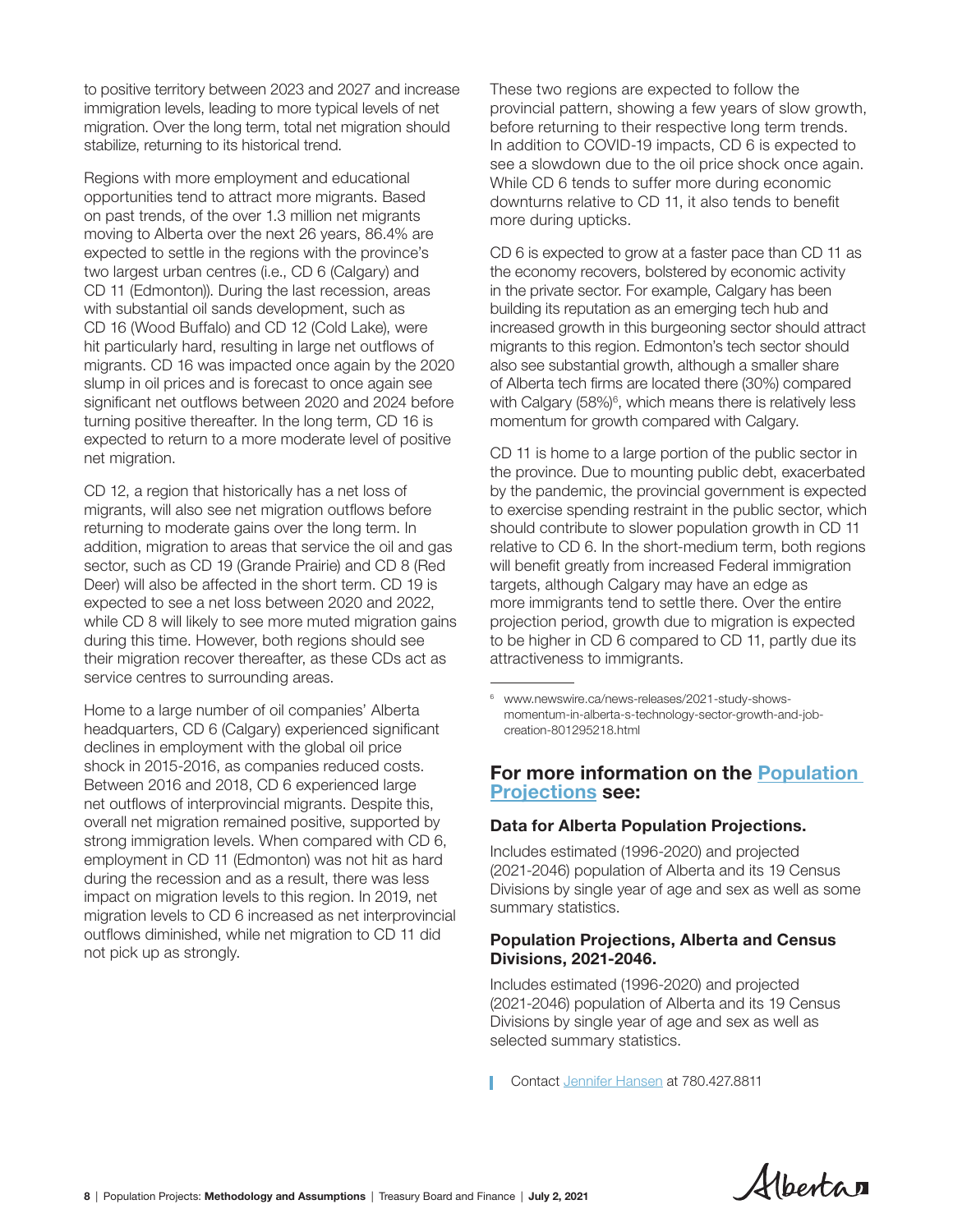to positive territory between 2023 and 2027 and increase immigration levels, leading to more typical levels of net migration. Over the long term, total net migration should stabilize, returning to its historical trend.

Regions with more employment and educational opportunities tend to attract more migrants. Based on past trends, of the over 1.3 million net migrants moving to Alberta over the next 26 years, 86.4% are expected to settle in the regions with the province's two largest urban centres (i.e., CD 6 (Calgary) and CD 11 (Edmonton)). During the last recession, areas with substantial oil sands development, such as CD 16 (Wood Buffalo) and CD 12 (Cold Lake), were hit particularly hard, resulting in large net outflows of migrants. CD 16 was impacted once again by the 2020 slump in oil prices and is forecast to once again see significant net outflows between 2020 and 2024 before turning positive thereafter. In the long term, CD 16 is expected to return to a more moderate level of positive net migration.

CD 12, a region that historically has a net loss of migrants, will also see net migration outflows before returning to moderate gains over the long term. In addition, migration to areas that service the oil and gas sector, such as CD 19 (Grande Prairie) and CD 8 (Red Deer) will also be affected in the short term. CD 19 is expected to see a net loss between 2020 and 2022, while CD 8 will likely to see more muted migration gains during this time. However, both regions should see their migration recover thereafter, as these CDs act as service centres to surrounding areas.

Home to a large number of oil companies' Alberta headquarters, CD 6 (Calgary) experienced significant declines in employment with the global oil price shock in 2015-2016, as companies reduced costs. Between 2016 and 2018, CD 6 experienced large net outflows of interprovincial migrants. Despite this, overall net migration remained positive, supported by strong immigration levels. When compared with CD 6, employment in CD 11 (Edmonton) was not hit as hard during the recession and as a result, there was less impact on migration levels to this region. In 2019, net migration levels to CD 6 increased as net interprovincial outflows diminished, while net migration to CD 11 did not pick up as strongly.

These two regions are expected to follow the provincial pattern, showing a few years of slow growth, before returning to their respective long term trends. In addition to COVID-19 impacts, CD 6 is expected to see a slowdown due to the oil price shock once again. While CD 6 tends to suffer more during economic downturns relative to CD 11, it also tends to benefit more during upticks.

CD 6 is expected to grow at a faster pace than CD 11 as the economy recovers, bolstered by economic activity in the private sector. For example, Calgary has been building its reputation as an emerging tech hub and increased growth in this burgeoning sector should attract migrants to this region. Edmonton's tech sector should also see substantial growth, although a smaller share of Alberta tech firms are located there (30%) compared with Calgary (58%)[6], which means there is relatively less momentum for growth compared with Calgary.

CD 11 is home to a large portion of the public sector in the province. Due to mounting public debt, exacerbated by the pandemic, the provincial government is expected to exercise spending restraint in the public sector, which should contribute to slower population growth in CD 11 relative to CD 6. In the short-medium term, both regions will benefit greatly from increased Federal immigration targets, although Calgary may have an edge as more immigrants tend to settle there. Over the entire projection period, growth due to migration is expected to be higher in CD 6 compared to CD 11, partly due its attractiveness to immigrants.

---

[6] www.newswire.ca/news-releases/2021-study-shows-momentum-in-alberta-s-technology-sector-growth-and-job-creation-801295218.html

## For more information on the Population Projections see:

### Data for Alberta Population Projections.

Includes estimated (1996-2020) and projected (2021-2046) population of Alberta and its 19 Census Divisions by single year of age and sex as well as some summary statistics.

### Population Projections, Alberta and Census Divisions, 2021-2046.

Includes estimated (1996-2020) and projected (2021-2046) population of Alberta and its 19 Census Divisions by single year of age and sex as well as selected summary statistics.

Contact Jennifer Hansen at 780.427.8811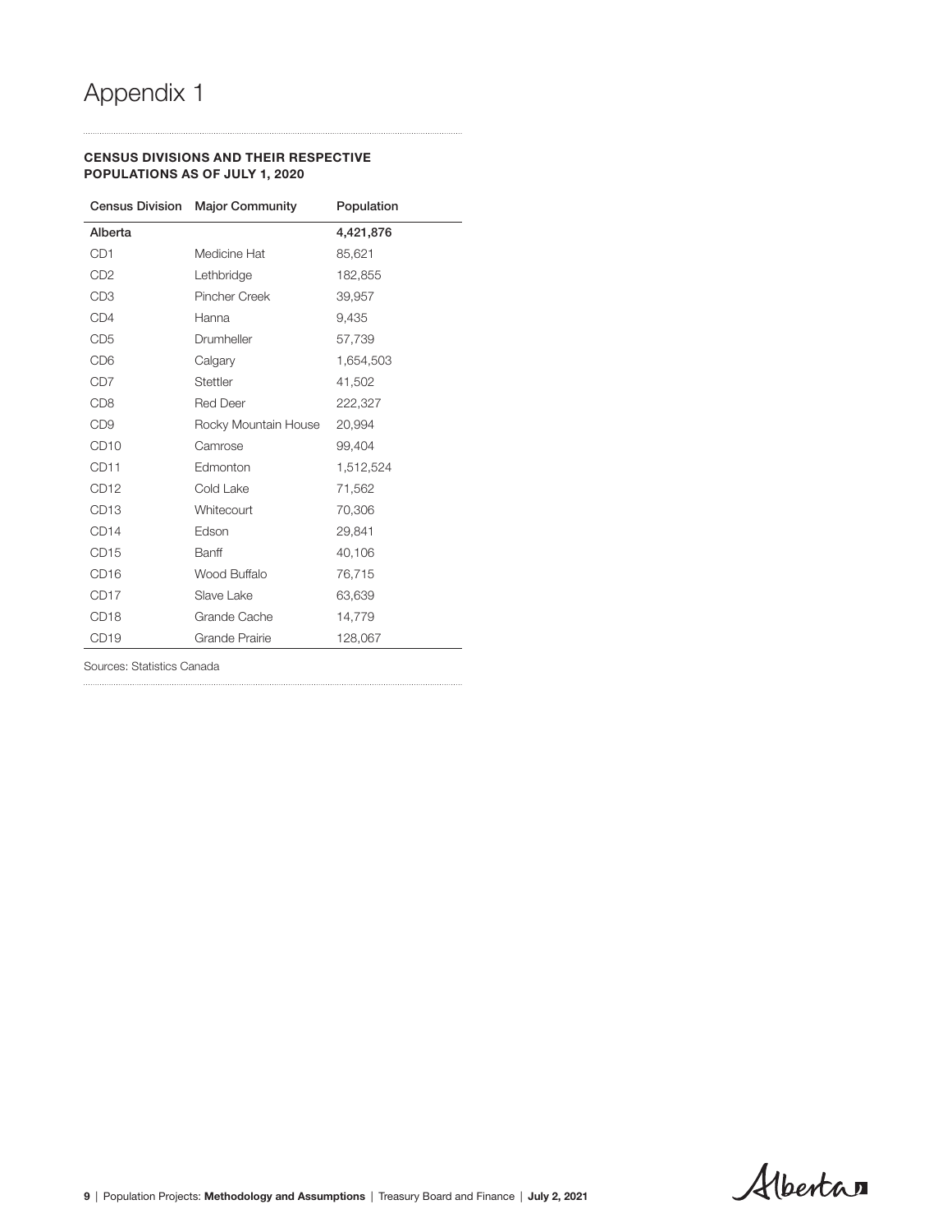# Appendix 1

**CENSUS DIVISIONS AND THEIR RESPECTIVE POPULATIONS AS OF JULY 1, 2020**

| Census Division | Major Community | Population |
|---|---|---|
| **Alberta** | | **4,421,876** |
| CD1 | Medicine Hat | 85,621 |
| CD2 | Lethbridge | 182,855 |
| CD3 | Pincher Creek | 39,957 |
| CD4 | Hanna | 9,435 |
| CD5 | Drumheller | 57,739 |
| CD6 | Calgary | 1,654,503 |
| CD7 | Stettler | 41,502 |
| CD8 | Red Deer | 222,327 |
| CD9 | Rocky Mountain House | 20,994 |
| CD10 | Camrose | 99,404 |
| CD11 | Edmonton | 1,512,524 |
| CD12 | Cold Lake | 71,562 |
| CD13 | Whitecourt | 70,306 |
| CD14 | Edson | 29,841 |
| CD15 | Banff | 40,106 |
| CD16 | Wood Buffalo | 76,715 |
| CD17 | Slave Lake | 63,639 |
| CD18 | Grande Cache | 14,779 |
| CD19 | Grande Prairie | 128,067 |

Sources: Statistics Canada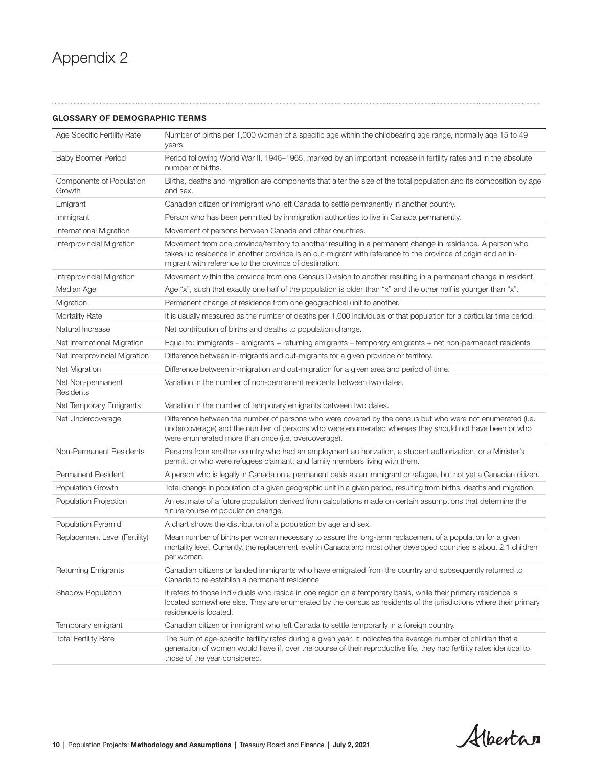# Appendix 2

## GLOSSARY OF DEMOGRAPHIC TERMS

| | |
|---|---|
| Age Specific Fertility Rate | Number of births per 1,000 women of a specific age within the childbearing age range, normally age 15 to 49 years. |
| Baby Boomer Period | Period following World War II, 1946–1965, marked by an important increase in fertility rates and in the absolute number of births. |
| Components of Population Growth | Births, deaths and migration are components that alter the size of the total population and its composition by age and sex. |
| Emigrant | Canadian citizen or immigrant who left Canada to settle permanently in another country. |
| Immigrant | Person who has been permitted by immigration authorities to live in Canada permanently. |
| International Migration | Movement of persons between Canada and other countries. |
| Interprovincial Migration | Movement from one province/territory to another resulting in a permanent change in residence. A person who takes up residence in another province is an out-migrant with reference to the province of origin and an in-migrant with reference to the province of destination. |
| Intraprovincial Migration | Movement within the province from one Census Division to another resulting in a permanent change in resident. |
| Median Age | Age "x", such that exactly one half of the population is older than "x" and the other half is younger than "x". |
| Migration | Permanent change of residence from one geographical unit to another. |
| Mortality Rate | It is usually measured as the number of deaths per 1,000 individuals of that population for a particular time period. |
| Natural Increase | Net contribution of births and deaths to population change. |
| Net International Migration | Equal to: immigrants – emigrants + returning emigrants – temporary emigrants + net non-permanent residents |
| Net Interprovincial Migration | Difference between in-migrants and out-migrants for a given province or territory. |
| Net Migration | Difference between in-migration and out-migration for a given area and period of time. |
| Net Non-permanent Residents | Variation in the number of non-permanent residents between two dates. |
| Net Temporary Emigrants | Variation in the number of temporary emigrants between two dates. |
| Net Undercoverage | Difference between the number of persons who were covered by the census but who were not enumerated (i.e. undercoverage) and the number of persons who were enumerated whereas they should not have been or who were enumerated more than once (i.e. overcoverage). |
| Non-Permanent Residents | Persons from another country who had an employment authorization, a student authorization, or a Minister's permit, or who were refugees claimant, and family members living with them. |
| Permanent Resident | A person who is legally in Canada on a permanent basis as an immigrant or refugee, but not yet a Canadian citizen. |
| Population Growth | Total change in population of a given geographic unit in a given period, resulting from births, deaths and migration. |
| Population Projection | An estimate of a future population derived from calculations made on certain assumptions that determine the future course of population change. |
| Population Pyramid | A chart shows the distribution of a population by age and sex. |
| Replacement Level (Fertility) | Mean number of births per woman necessary to assure the long-term replacement of a population for a given mortality level. Currently, the replacement level in Canada and most other developed countries is about 2.1 children per woman. |
| Returning Emigrants | Canadian citizens or landed immigrants who have emigrated from the country and subsequently returned to Canada to re-establish a permanent residence |
| Shadow Population | It refers to those individuals who reside in one region on a temporary basis, while their primary residence is located somewhere else. They are enumerated by the census as residents of the jurisdictions where their primary residence is located. |
| Temporary emigrant | Canadian citizen or immigrant who left Canada to settle temporarily in a foreign country. |
| Total Fertility Rate | The sum of age-specific fertility rates during a given year. It indicates the average number of children that a generation of women would have if, over the course of their reproductive life, they had fertility rates identical to those of the year considered. |